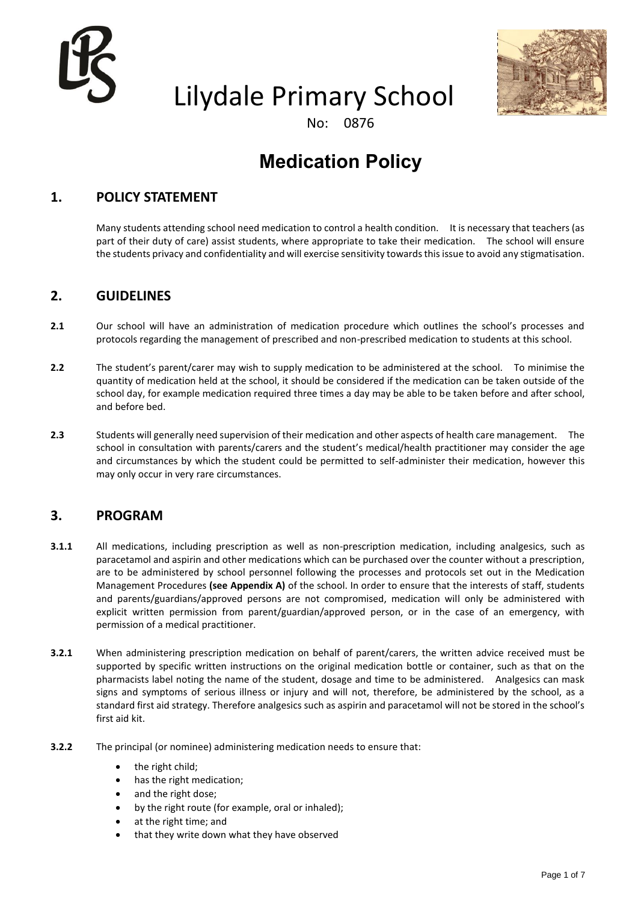# Lilydale Primary School

No: 0876

# Medication Policy

## 1. POLICY STATEMENT

Many students attending school need medication to control a health condition. It is necessary that teachers (as part of their duty of care) assist students, where appropriate to take their medication. The school will ensure the students privacy and confidentiality and will exercise sensitivity towards this issue to avoid any stigmatisation.

## 2. GUIDELINES

**2.1** Our school will have an administration of medication procedure which outlines the school's processes and protocols regarding the management of prescribed and non-prescribed medication to students at this school.

**2.2** The student's parent/carer may wish to supply medication to be administered at the school. To minimise the quantity of medication held at the school, it should be considered if the medication can be taken outside of the school day, for example medication required three times a day may be able to be taken before and after school, and before bed.

**2.3** Students will generally need supervision of their medication and other aspects of health care management. The school in consultation with parents/carers and the student's medical/health practitioner may consider the age and circumstances by which the student could be permitted to self-administer their medication, however this may only occur in very rare circumstances.

## 3. PROGRAM

**3.1.1** All medications, including prescription as well as non-prescription medication, including analgesics, such as paracetamol and aspirin and other medications which can be purchased over the counter without a prescription, are to be administered by school personnel following the processes and protocols set out in the Medication Management Procedures **(see Appendix A)** of the school. In order to ensure that the interests of staff, students and parents/guardians/approved persons are not compromised, medication will only be administered with explicit written permission from parent/guardian/approved person, or in the case of an emergency, with permission of a medical practitioner.

**3.2.1** When administering prescription medication on behalf of parent/carers, the written advice received must be supported by specific written instructions on the original medication bottle or container, such as that on the pharmacists label noting the name of the student, dosage and time to be administered. Analgesics can mask signs and symptoms of serious illness or injury and will not, therefore, be administered by the school, as a standard first aid strategy. Therefore analgesics such as aspirin and paracetamol will not be stored in the school's first aid kit.

**3.2.2** The principal (or nominee) administering medication needs to ensure that:

- the right child;
- has the right medication;
- and the right dose;
- by the right route (for example, oral or inhaled);
- at the right time; and
- that they write down what they have observed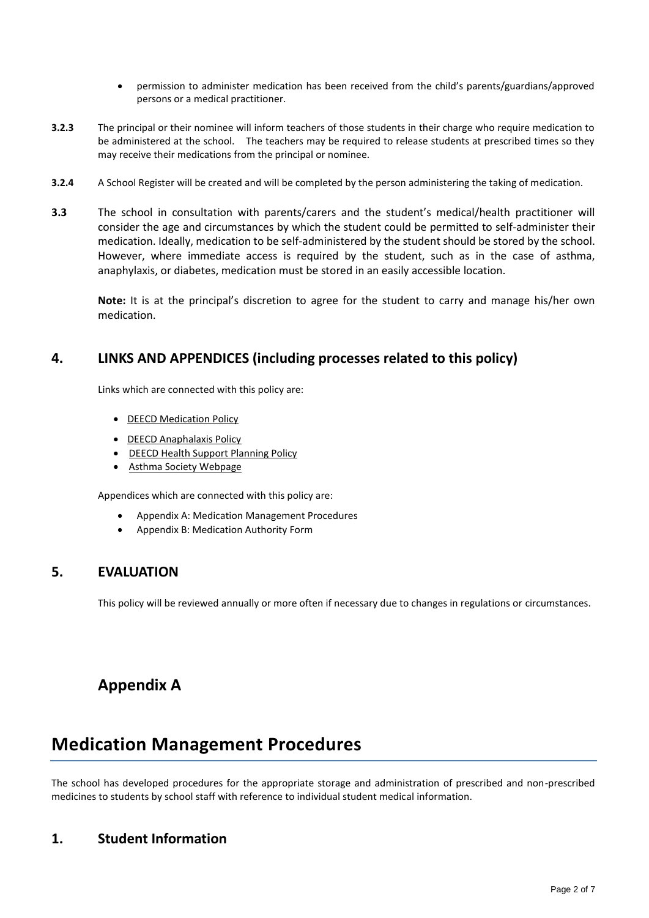- permission to administer medication has been received from the child's parents/guardians/approved persons or a medical practitioner.

**3.2.3** The principal or their nominee will inform teachers of those students in their charge who require medication to be administered at the school. The teachers may be required to release students at prescribed times so they may receive their medications from the principal or nominee.

**3.2.4** A School Register will be created and will be completed by the person administering the taking of medication.

**3.3** The school in consultation with parents/carers and the student's medical/health practitioner will consider the age and circumstances by which the student could be permitted to self-administer their medication. Ideally, medication to be self-administered by the student should be stored by the school. However, where immediate access is required by the student, such as in the case of asthma, anaphylaxis, or diabetes, medication must be stored in an easily accessible location.

**Note:** It is at the principal's discretion to agree for the student to carry and manage his/her own medication.

## 4. LINKS AND APPENDICES (including processes related to this policy)

Links which are connected with this policy are:

- DEECD Medication Policy
- DEECD Anaphalaxis Policy
- DEECD Health Support Planning Policy
- Asthma Society Webpage

Appendices which are connected with this policy are:

- Appendix A: Medication Management Procedures
- Appendix B: Medication Authority Form

## 5. EVALUATION

This policy will be reviewed annually or more often if necessary due to changes in regulations or circumstances.

## Appendix A

# Medication Management Procedures

The school has developed procedures for the appropriate storage and administration of prescribed and non-prescribed medicines to students by school staff with reference to individual student medical information.

## 1. Student Information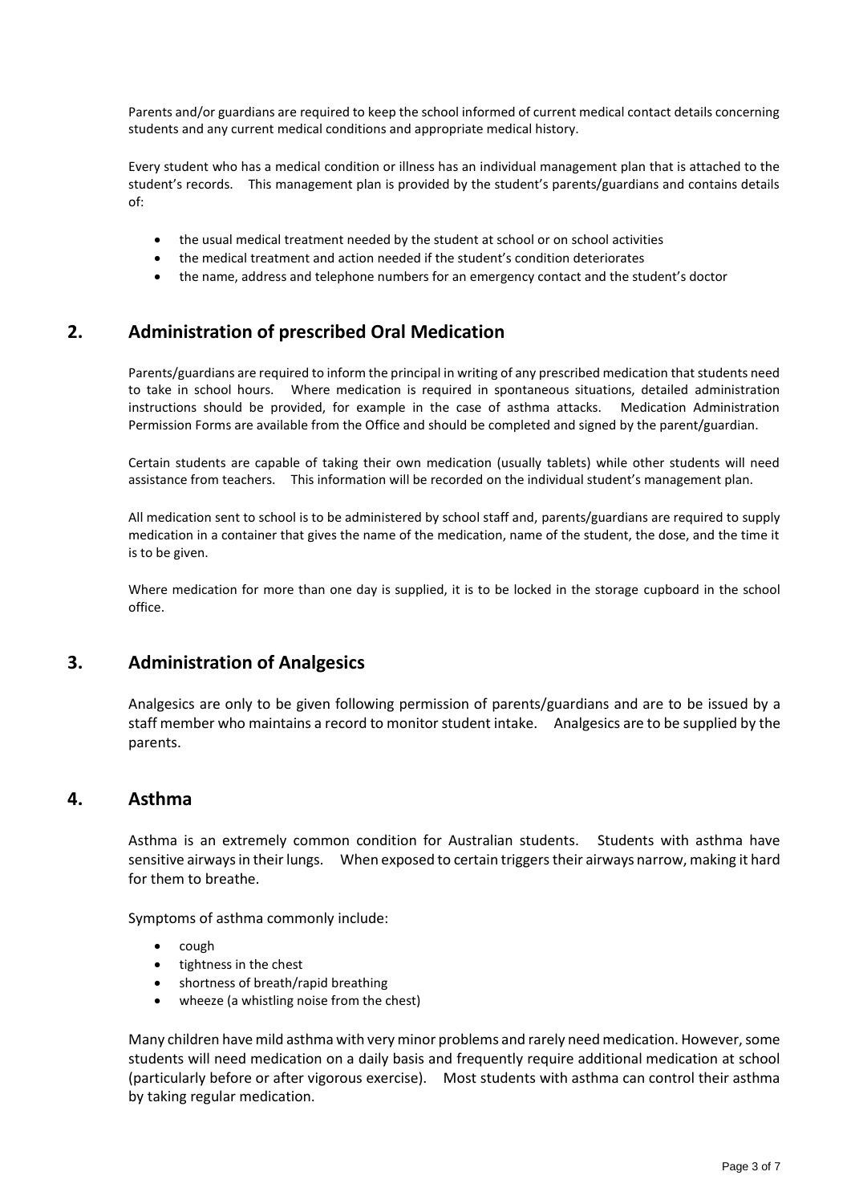Parents and/or guardians are required to keep the school informed of current medical contact details concerning students and any current medical conditions and appropriate medical history.

Every student who has a medical condition or illness has an individual management plan that is attached to the student's records. This management plan is provided by the student's parents/guardians and contains details of:

- the usual medical treatment needed by the student at school or on school activities
- the medical treatment and action needed if the student's condition deteriorates
- the name, address and telephone numbers for an emergency contact and the student's doctor

## 2. Administration of prescribed Oral Medication

Parents/guardians are required to inform the principal in writing of any prescribed medication that students need to take in school hours. Where medication is required in spontaneous situations, detailed administration instructions should be provided, for example in the case of asthma attacks. Medication Administration Permission Forms are available from the Office and should be completed and signed by the parent/guardian.

Certain students are capable of taking their own medication (usually tablets) while other students will need assistance from teachers. This information will be recorded on the individual student's management plan.

All medication sent to school is to be administered by school staff and, parents/guardians are required to supply medication in a container that gives the name of the medication, name of the student, the dose, and the time it is to be given.

Where medication for more than one day is supplied, it is to be locked in the storage cupboard in the school office.

## 3. Administration of Analgesics

Analgesics are only to be given following permission of parents/guardians and are to be issued by a staff member who maintains a record to monitor student intake. Analgesics are to be supplied by the parents.

## 4. Asthma

Asthma is an extremely common condition for Australian students. Students with asthma have sensitive airways in their lungs. When exposed to certain triggers their airways narrow, making it hard for them to breathe.

Symptoms of asthma commonly include:

- cough
- tightness in the chest
- shortness of breath/rapid breathing
- wheeze (a whistling noise from the chest)

Many children have mild asthma with very minor problems and rarely need medication. However, some students will need medication on a daily basis and frequently require additional medication at school (particularly before or after vigorous exercise). Most students with asthma can control their asthma by taking regular medication.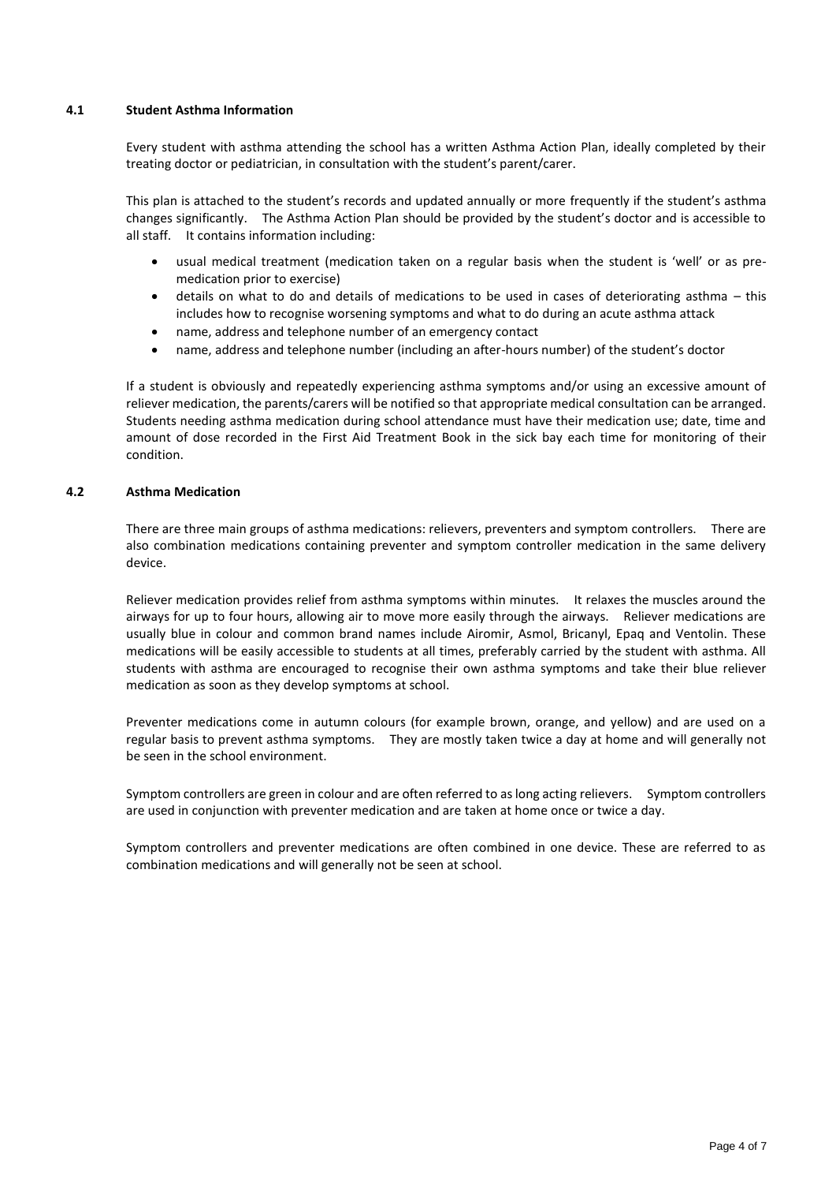### 4.1 Student Asthma Information

Every student with asthma attending the school has a written Asthma Action Plan, ideally completed by their treating doctor or pediatrician, in consultation with the student's parent/carer.

This plan is attached to the student's records and updated annually or more frequently if the student's asthma changes significantly. The Asthma Action Plan should be provided by the student's doctor and is accessible to all staff. It contains information including:

- usual medical treatment (medication taken on a regular basis when the student is 'well' or as pre-medication prior to exercise)
- details on what to do and details of medications to be used in cases of deteriorating asthma – this includes how to recognise worsening symptoms and what to do during an acute asthma attack
- name, address and telephone number of an emergency contact
- name, address and telephone number (including an after-hours number) of the student's doctor

If a student is obviously and repeatedly experiencing asthma symptoms and/or using an excessive amount of reliever medication, the parents/carers will be notified so that appropriate medical consultation can be arranged. Students needing asthma medication during school attendance must have their medication use; date, time and amount of dose recorded in the First Aid Treatment Book in the sick bay each time for monitoring of their condition.

### 4.2 Asthma Medication

There are three main groups of asthma medications: relievers, preventers and symptom controllers. There are also combination medications containing preventer and symptom controller medication in the same delivery device.

Reliever medication provides relief from asthma symptoms within minutes. It relaxes the muscles around the airways for up to four hours, allowing air to move more easily through the airways. Reliever medications are usually blue in colour and common brand names include Airomir, Asmol, Bricanyl, Epaq and Ventolin. These medications will be easily accessible to students at all times, preferably carried by the student with asthma. All students with asthma are encouraged to recognise their own asthma symptoms and take their blue reliever medication as soon as they develop symptoms at school.

Preventer medications come in autumn colours (for example brown, orange, and yellow) and are used on a regular basis to prevent asthma symptoms. They are mostly taken twice a day at home and will generally not be seen in the school environment.

Symptom controllers are green in colour and are often referred to as long acting relievers. Symptom controllers are used in conjunction with preventer medication and are taken at home once or twice a day.

Symptom controllers and preventer medications are often combined in one device. These are referred to as combination medications and will generally not be seen at school.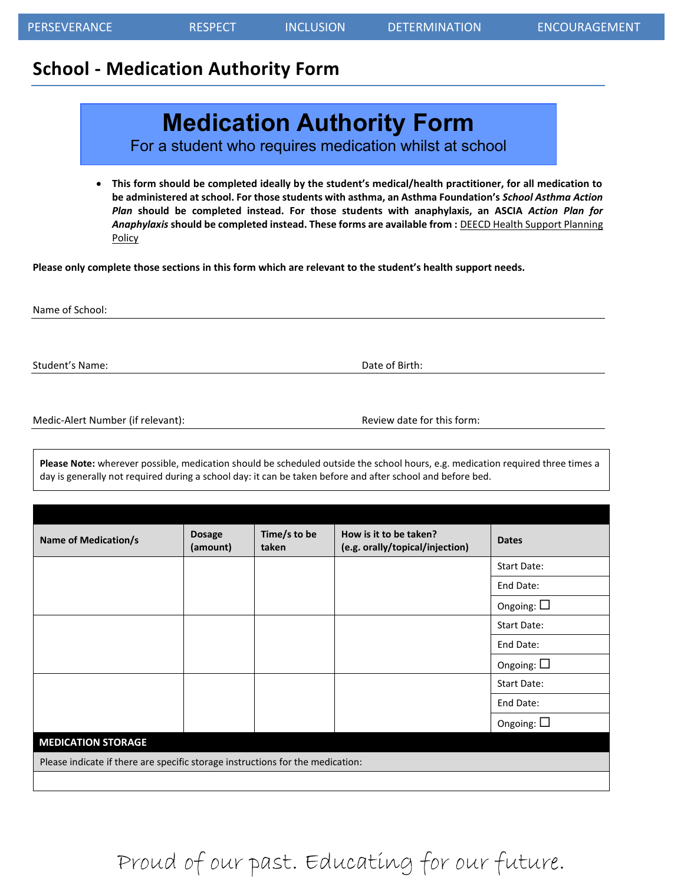## School - Medication Authority Form

# Medication Authority Form

For a student who requires medication whilst at school

- **This form should be completed ideally by the student's medical/health practitioner, for all medication to be administered at school. For those students with asthma, an Asthma Foundation's *School Asthma Action Plan* should be completed instead. For those students with anaphylaxis, an ASCIA *Action Plan for Anaphylaxis* should be completed instead. These forms are available from :** DEECD Health Support Planning Policy

**Please only complete those sections in this form which are relevant to the student's health support needs.**

Name of School: ______________________________

Student's Name: ______________________________ Date of Birth: ______________________________

Medic-Alert Number (if relevant): ______________________________ Review date for this form: ______________________________

**Please Note:** wherever possible, medication should be scheduled outside the school hours, e.g. medication required three times a day is generally not required during a school day: it can be taken before and after school and before bed.

| Name of Medication/s | Dosage (amount) | Time/s to be taken | How is it to be taken? (e.g. orally/topical/injection) | Dates |
|---|---|---|---|---|
| | | | | Start Date: |
| | | | | End Date: |
| | | | | Ongoing: ☐ |
| | | | | Start Date: |
| | | | | End Date: |
| | | | | Ongoing: ☐ |
| | | | | Start Date: |
| | | | | End Date: |
| | | | | Ongoing: ☐ |

| **MEDICATION STORAGE** |
|---|
| Please indicate if there are specific storage instructions for the medication: |
| |

Proud of our past. Educating for our future.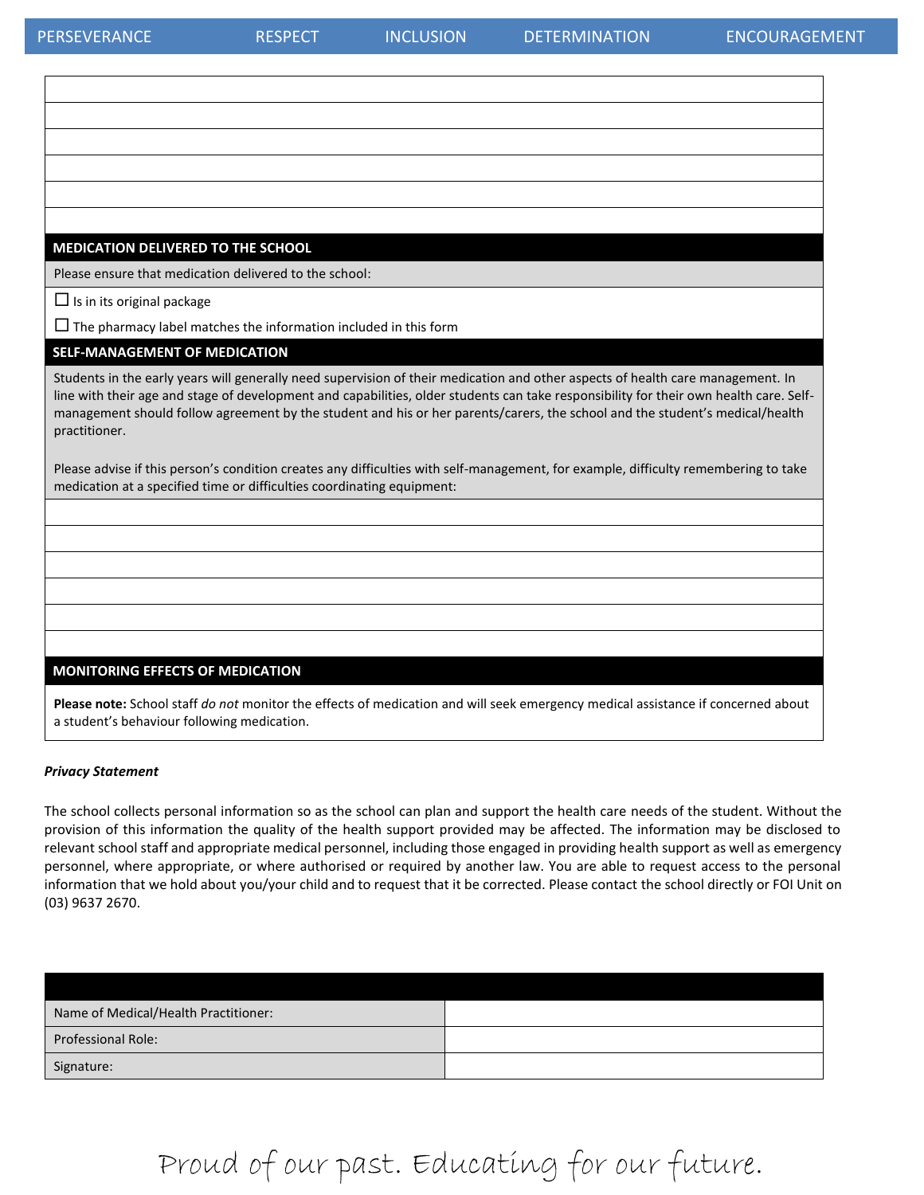| |
|---|
| |
| |
| |
| |
| |
| |

## MEDICATION DELIVERED TO THE SCHOOL

Please ensure that medication delivered to the school:

☐ Is in its original package

☐ The pharmacy label matches the information included in this form

## SELF-MANAGEMENT OF MEDICATION

Students in the early years will generally need supervision of their medication and other aspects of health care management. In line with their age and stage of development and capabilities, older students can take responsibility for their own health care. Self-management should follow agreement by the student and his or her parents/carers, the school and the student's medical/health practitioner.

Please advise if this person's condition creates any difficulties with self-management, for example, difficulty remembering to take medication at a specified time or difficulties coordinating equipment:

| |
|---|
| |
| |
| |
| |
| |
| |

## MONITORING EFFECTS OF MEDICATION

**Please note:** School staff *do not* monitor the effects of medication and will seek emergency medical assistance if concerned about a student's behaviour following medication.

***Privacy Statement***

The school collects personal information so as the school can plan and support the health care needs of the student. Without the provision of this information the quality of the health support provided may be affected. The information may be disclosed to relevant school staff and appropriate medical personnel, including those engaged in providing health support as well as emergency personnel, where appropriate, or where authorised or required by another law. You are able to request access to the personal information that we hold about you/your child and to request that it be corrected. Please contact the school directly or FOI Unit on (03) 9637 2670.

| | |
|---|---|
| Name of Medical/Health Practitioner: | |
| Professional Role: | |
| Signature: | |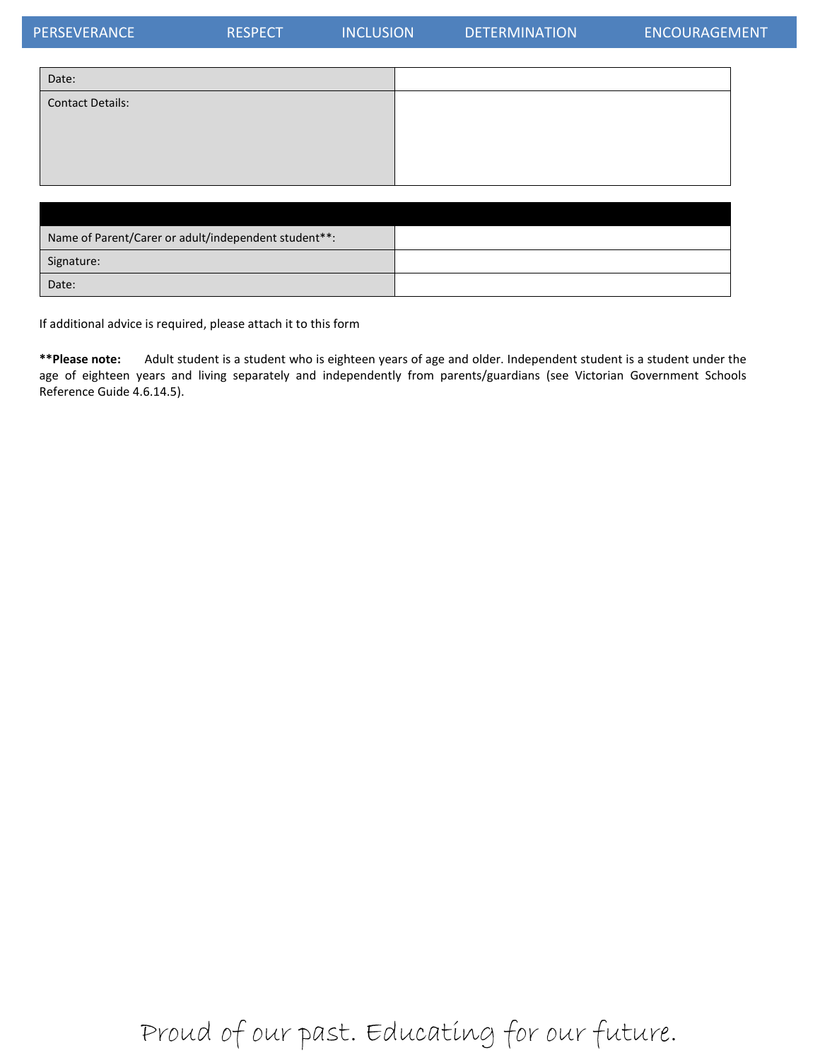| | |
|---|---|
| Date: | |
| Contact Details: | |

| | |
|---|---|
| Name of Parent/Carer or adult/independent student**: | |
| Signature: | |
| Date: | |

If additional advice is required, please attach it to this form

**\*\*Please note:** Adult student is a student who is eighteen years of age and older. Independent student is a student under the age of eighteen years and living separately and independently from parents/guardians (see Victorian Government Schools Reference Guide 4.6.14.5).